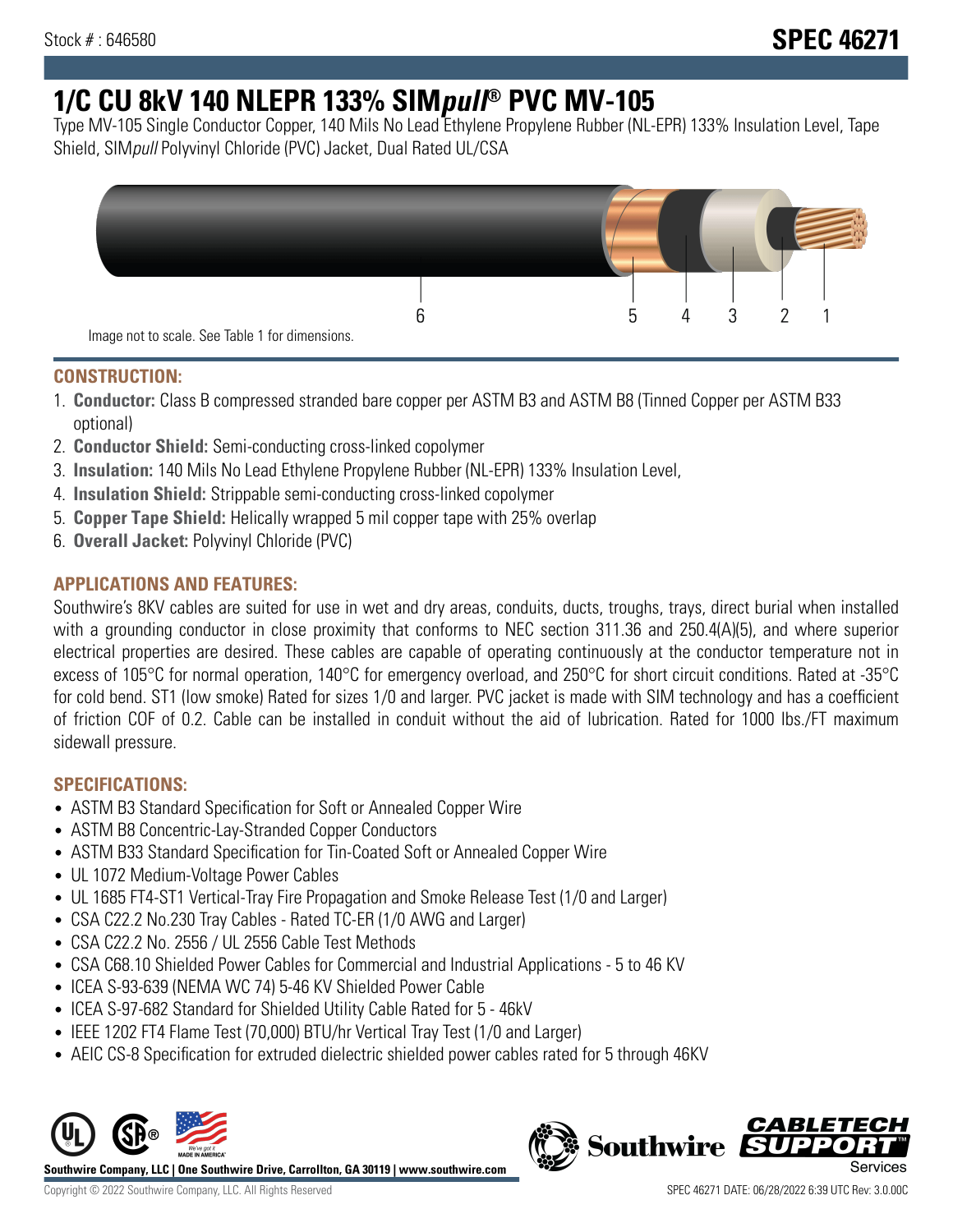Stock # : 646580

**SPEC 46271**

# 1/C CU 8kV 140 NLEPR 133% SIM*pull*® PVC MV-105

Type MV-105 Single Conductor Copper, 140 Mils No Lead Ethylene Propylene Rubber (NL-EPR) 133% Insulation Level, Tape Shield, SIM*pull* Polyvinyl Chloride (PVC) Jacket, Dual Rated UL/CSA

6 5 4 3 2 1

Image not to scale. See Table 1 for dimensions.

## CONSTRUCTION:

1. **Conductor:** Class B compressed stranded bare copper per ASTM B3 and ASTM B8 (Tinned Copper per ASTM B33 optional)
2. **Conductor Shield:** Semi-conducting cross-linked copolymer
3. **Insulation:** 140 Mils No Lead Ethylene Propylene Rubber (NL-EPR) 133% Insulation Level,
4. **Insulation Shield:** Strippable semi-conducting cross-linked copolymer
5. **Copper Tape Shield:** Helically wrapped 5 mil copper tape with 25% overlap
6. **Overall Jacket:** Polyvinyl Chloride (PVC)

## APPLICATIONS AND FEATURES:

Southwire's 8KV cables are suited for use in wet and dry areas, conduits, ducts, troughs, trays, direct burial when installed with a grounding conductor in close proximity that conforms to NEC section 311.36 and 250.4(A)(5), and where superior electrical properties are desired. These cables are capable of operating continuously at the conductor temperature not in excess of 105°C for normal operation, 140°C for emergency overload, and 250°C for short circuit conditions. Rated at -35°C for cold bend. ST1 (low smoke) Rated for sizes 1/0 and larger. PVC jacket is made with SIM technology and has a coefficient of friction COF of 0.2. Cable can be installed in conduit without the aid of lubrication. Rated for 1000 lbs./FT maximum sidewall pressure.

## SPECIFICATIONS:

- ASTM B3 Standard Specification for Soft or Annealed Copper Wire
- ASTM B8 Concentric-Lay-Stranded Copper Conductors
- ASTM B33 Standard Specification for Tin-Coated Soft or Annealed Copper Wire
- UL 1072 Medium-Voltage Power Cables
- UL 1685 FT4-ST1 Vertical-Tray Fire Propagation and Smoke Release Test (1/0 and Larger)
- CSA C22.2 No.230 Tray Cables - Rated TC-ER (1/0 AWG and Larger)
- CSA C22.2 No. 2556 / UL 2556 Cable Test Methods
- CSA C68.10 Shielded Power Cables for Commercial and Industrial Applications - 5 to 46 KV
- ICEA S-93-639 (NEMA WC 74) 5-46 KV Shielded Power Cable
- ICEA S-97-682 Standard for Shielded Utility Cable Rated for 5 - 46kV
- IEEE 1202 FT4 Flame Test (70,000) BTU/hr Vertical Tray Test (1/0 and Larger)
- AEIC CS-8 Specification for extruded dielectric shielded power cables rated for 5 through 46KV

**Southwire Company, LLC | One Southwire Drive, Carrollton, GA 30119 | www.southwire.com**

Copyright © 2022 Southwire Company, LLC. All Rights Reserved

SPEC 46271 DATE: 06/28/2022 6:39 UTC Rev: 3.0.00C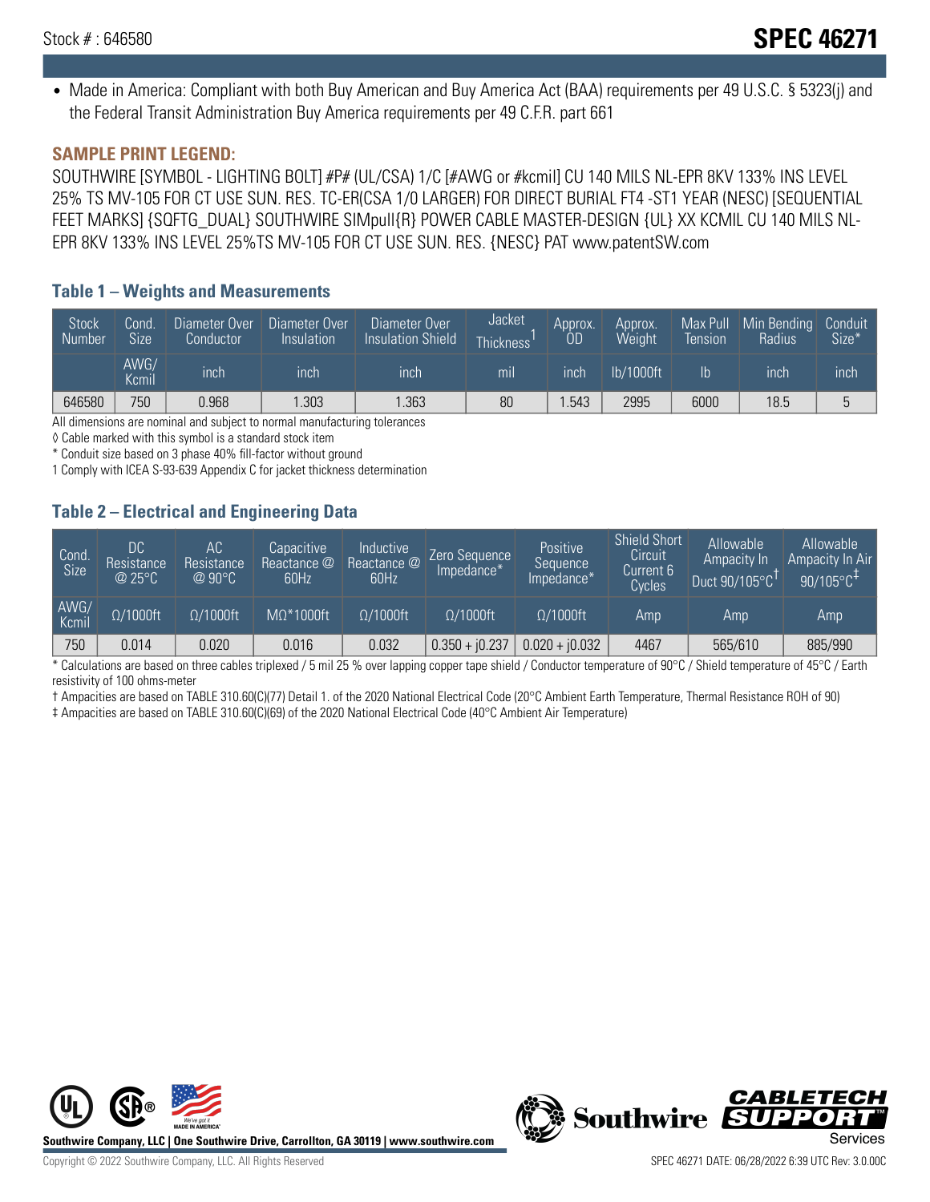- Made in America: Compliant with both Buy American and Buy America Act (BAA) requirements per 49 U.S.C. § 5323(j) and the Federal Transit Administration Buy America requirements per 49 C.F.R. part 661

### SAMPLE PRINT LEGEND:

SOUTHWIRE [SYMBOL - LIGHTING BOLT] #P# (UL/CSA) 1/C [#AWG or #kcmil] CU 140 MILS NL-EPR 8KV 133% INS LEVEL 25% TS MV-105 FOR CT USE SUN. RES. TC-ER(CSA 1/0 LARGER) FOR DIRECT BURIAL FT4 -ST1 YEAR (NESC) [SEQUENTIAL FEET MARKS] {SQFTG_DUAL} SOUTHWIRE SIMpull{R} POWER CABLE MASTER-DESIGN {UL} XX KCMIL CU 140 MILS NL-EPR 8KV 133% INS LEVEL 25%TS MV-105 FOR CT USE SUN. RES. {NESC} PAT www.patentSW.com

### Table 1 – Weights and Measurements

| Stock Number | Cond. Size | Diameter Over Conductor | Diameter Over Insulation | Diameter Over Insulation Shield | Jacket Thickness[1] | Approx. OD | Approx. Weight | Max Pull Tension | Min Bending Radius | Conduit Size* |
|---|---|---|---|---|---|---|---|---|---|---|
| | AWG/ Kcmil | inch | inch | inch | mil | inch | lb/1000ft | lb | inch | inch |
| 646580 | 750 | 0.968 | 1.303 | 1.363 | 80 | 1.543 | 2995 | 6000 | 18.5 | 5 |

All dimensions are nominal and subject to normal manufacturing tolerances

◊ Cable marked with this symbol is a standard stock item

* Conduit size based on 3 phase 40% fill-factor without ground

1 Comply with ICEA S-93-639 Appendix C for jacket thickness determination

### Table 2 – Electrical and Engineering Data

| Cond. Size | DC Resistance @ 25°C | AC Resistance @ 90°C | Capacitive Reactance @ 60Hz | Inductive Reactance @ 60Hz | Zero Sequence Impedance* | Positive Sequence Impedance* | Shield Short Circuit Current 6 Cycles | Allowable Ampacity In Duct 90/105°C† | Allowable Ampacity In Air 90/105°C‡ |
|---|---|---|---|---|---|---|---|---|---|
| AWG/ Kcmil | Ω/1000ft | Ω/1000ft | MΩ*1000ft | Ω/1000ft | Ω/1000ft | Ω/1000ft | Amp | Amp | Amp |
| 750 | 0.014 | 0.020 | 0.016 | 0.032 | 0.350 + j0.237 | 0.020 + j0.032 | 4467 | 565/610 | 885/990 |

* Calculations are based on three cables triplexed / 5 mil 25 % over lapping copper tape shield / Conductor temperature of 90°C / Shield temperature of 45°C / Earth resistivity of 100 ohms-meter

† Ampacities are based on TABLE 310.60(C)(77) Detail 1. of the 2020 National Electrical Code (20°C Ambient Earth Temperature, Thermal Resistance ROH of 90)

‡ Ampacities are based on TABLE 310.60(C)(69) of the 2020 National Electrical Code (40°C Ambient Air Temperature)

Southwire Company, LLC | One Southwire Drive, Carrollton, GA 30119 | www.southwire.com

Copyright © 2022 Southwire Company, LLC. All Rights Reserved

SPEC 46271 DATE: 06/28/2022 6:39 UTC Rev: 3.0.00C